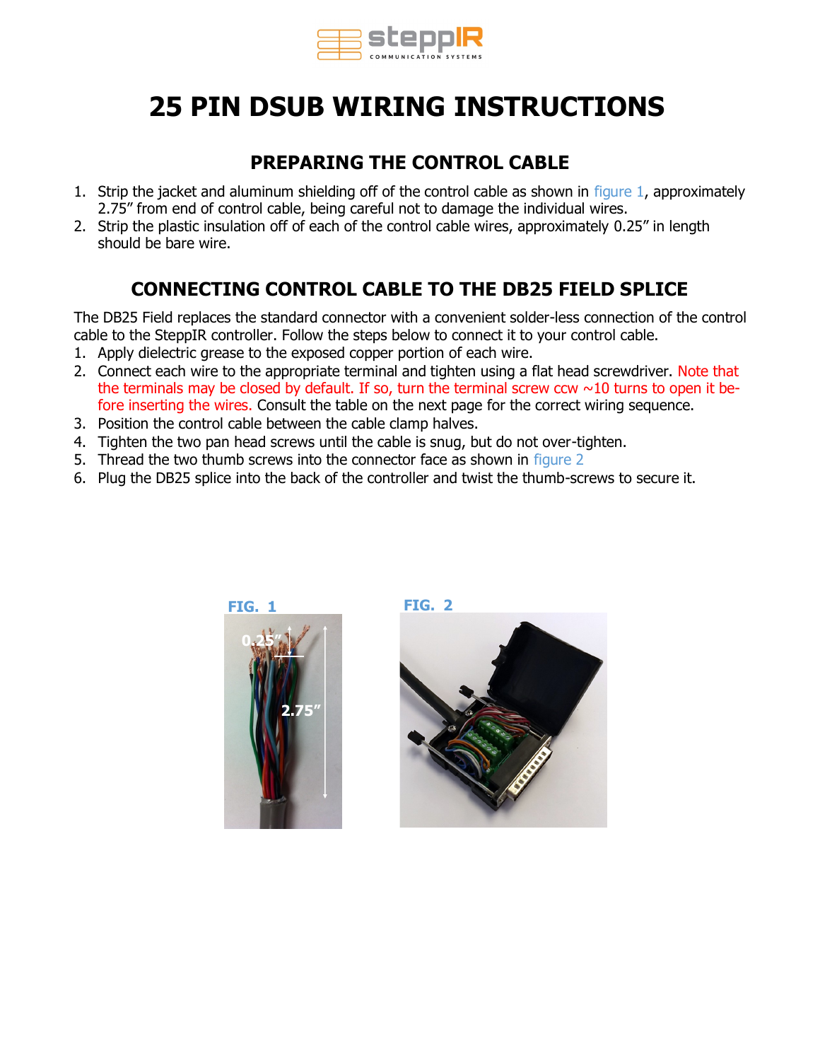# 25 PIN DSUB WIRING INSTRUCTIONS

## PREPARING THE CONTROL CABLE

1. Strip the jacket and aluminum shielding off of the control cable as shown in figure 1, approximately 2.75" from end of control cable, being careful not to damage the individual wires.
2. Strip the plastic insulation off of each of the control cable wires, approximately 0.25" in length should be bare wire.

## CONNECTING CONTROL CABLE TO THE DB25 FIELD SPLICE

The DB25 Field replaces the standard connector with a convenient solder-less connection of the control cable to the SteppIR controller. Follow the steps below to connect it to your control cable.

1. Apply dielectric grease to the exposed copper portion of each wire.
2. Connect each wire to the appropriate terminal and tighten using a flat head screwdriver. Note that the terminals may be closed by default. If so, turn the terminal screw ccw ~10 turns to open it before inserting the wires. Consult the table on the next page for the correct wiring sequence.
3. Position the control cable between the cable clamp halves.
4. Tighten the two pan head screws until the cable is snug, but do not over-tighten.
5. Thread the two thumb screws into the connector face as shown in figure 2
6. Plug the DB25 splice into the back of the controller and twist the thumb-screws to secure it.

FIG. 1

FIG. 2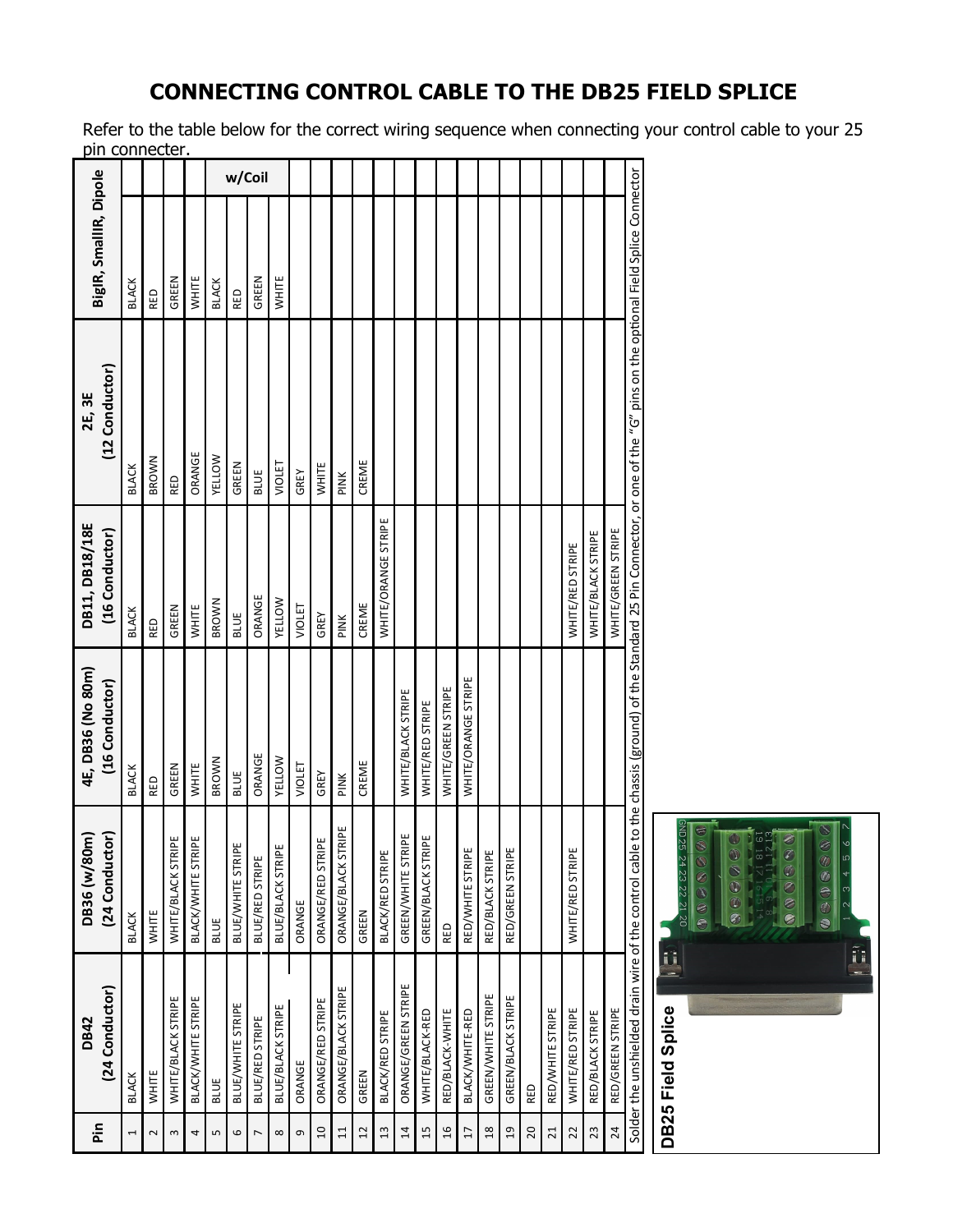# CONNECTING CONTROL CABLE TO THE DB25 FIELD SPLICE

Refer to the table below for the correct wiring sequence when connecting your control cable to your 25 pin connecter.

| Pin | DB42 (24 Conductor) | DB36 (w/80m) (24 Conductor) | 4E, DB36 (No 80m) (16 Conductor) | DB11, DB18/18E (16 Conductor) | 2E, 3E (12 Conductor) | BigIR, SmallIR, Dipole | |
|---|---|---|---|---|---|---|---|
| 1 | BLACK | BLACK | BLACK | BLACK | BLACK | BLACK | |
| 2 | WHITE | WHITE | RED | RED | BROWN | RED | |
| 3 | WHITE/BLACK STRIPE | WHITE/BLACK STRIPE | GREEN | GREEN | RED | GREEN | |
| 4 | BLACK/WHITE STRIPE | BLACK/WHITE STRIPE | WHITE | WHITE | ORANGE | WHITE | |
| 5 | BLUE | BLUE | BROWN | BROWN | YELLOW | BLACK | w/Coil |
| 6 | BLUE/WHITE STRIPE | BLUE/WHITE STRIPE | BLUE | BLUE | GREEN | RED | |
| 7 | BLUE/RED STRIPE | BLUE/RED STRIPE | ORANGE | ORANGE | BLUE | GREEN | |
| 8 | BLUE/BLACK STRIPE | BLUE/BLACK STRIPE | YELLOW | YELLOW | VIOLET | WHITE | |
| 9 | ORANGE | ORANGE | VIOLET | VIOLET | GREY | | |
| 10 | ORANGE/RED STRIPE | ORANGE/RED STRIPE | GREY | GREY | WHITE | | |
| 11 | ORANGE/BLACK STRIPE | ORANGE/BLACK STRIPE | PINK | PINK | PINK | | |
| 12 | GREEN | GREEN | CREME | CREME | CREME | | |
| 13 | BLACK/RED STRIPE | BLACK/RED STRIPE | | WHITE/ORANGE STRIPE | | | |
| 14 | ORANGE/GREEN STRIPE | GREEN/WHITE STRIPE | WHITE/BLACK STRIPE | | | | |
| 15 | WHITE/BLACK-RED | GREEN/BLACK STRIPE | WHITE/RED STRIPE | | | | |
| 16 | RED/BLACK-WHITE | RED | WHITE/GREEN STRIPE | | | | |
| 17 | BLACK/WHITE-RED | RED/WHITE STRIPE | WHITE/ORANGE STRIPE | | | | |
| 18 | GREEN/WHITE STRIPE | RED/BLACK STRIPE | | | | | |
| 19 | GREEN/BLACK STRIPE | RED/GREEN STRIPE | | | | | |
| 20 | RED | | | | | | |
| 21 | RED/WHITE STRIPE | | | | | | |
| 22 | WHITE/RED STRIPE | WHITE/RED STRIPE | | WHITE/RED STRIPE | | | |
| 23 | RED/BLACK STRIPE | | | WHITE/BLACK STRIPE | | | |
| 24 | RED/GREEN STRIPE | | | WHITE/GREEN STRIPE | | | |

Solder the unshielded drain wire of the control cable to the chassis (ground) of the Standard 25 Pin Connector, or one of the "G" pins on the optional Field Splice Connector

**DB25 Field Splice**